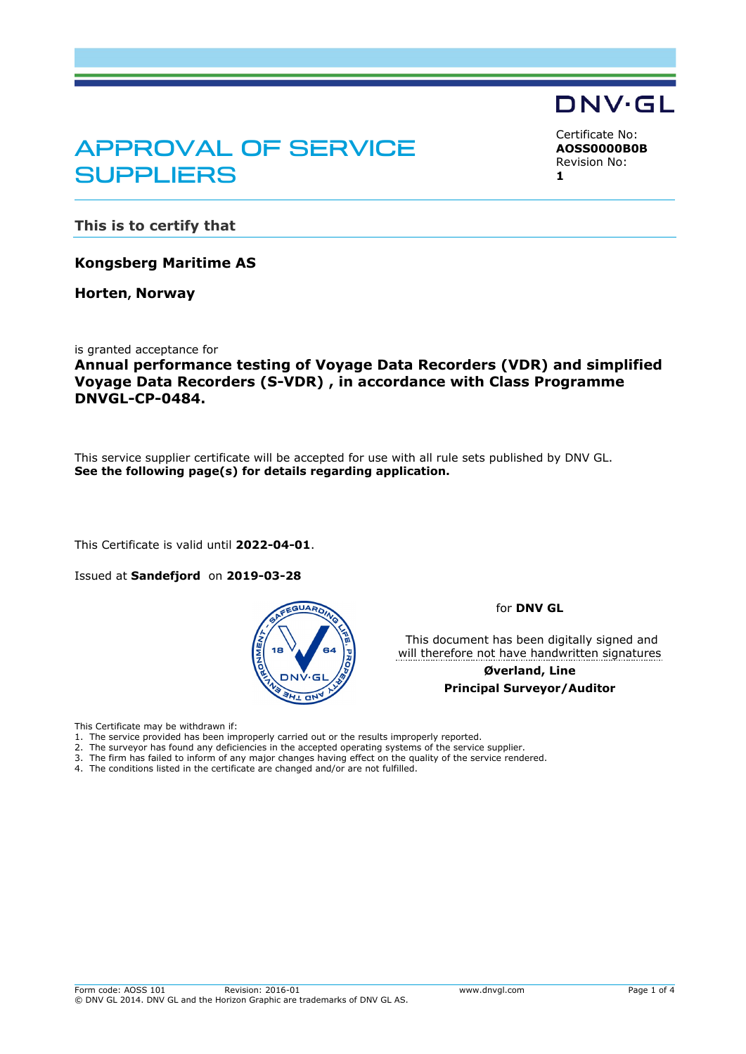DNV·GL

# APPROVAL OF SERVICE SUPPLIERS

Certificate No:
**AOSS0000B0B**
Revision No:
**1**

## This is to certify that

**Kongsberg Maritime AS**

**Horten, Norway**

is granted acceptance for

**Annual performance testing of Voyage Data Recorders (VDR) and simplified Voyage Data Recorders (S-VDR) , in accordance with Class Programme DNVGL-CP-0484.**

This service supplier certificate will be accepted for use with all rule sets published by DNV GL.
**See the following page(s) for details regarding application.**

This Certificate is valid until **2022-04-01**.

Issued at **Sandefjord** on **2019-03-28**

for **DNV GL**

This document has been digitally signed and will therefore not have handwritten signatures

**Øverland, Line**
**Principal Surveyor/Auditor**

This Certificate may be withdrawn if:

1. The service provided has been improperly carried out or the results improperly reported.
2. The surveyor has found any deficiencies in the accepted operating systems of the service supplier.
3. The firm has failed to inform of any major changes having effect on the quality of the service rendered.
4. The conditions listed in the certificate are changed and/or are not fulfilled.

Form code: AOSS 101 Revision: 2016-01 www.dnvgl.com
© DNV GL 2014. DNV GL and the Horizon Graphic are trademarks of DNV GL AS.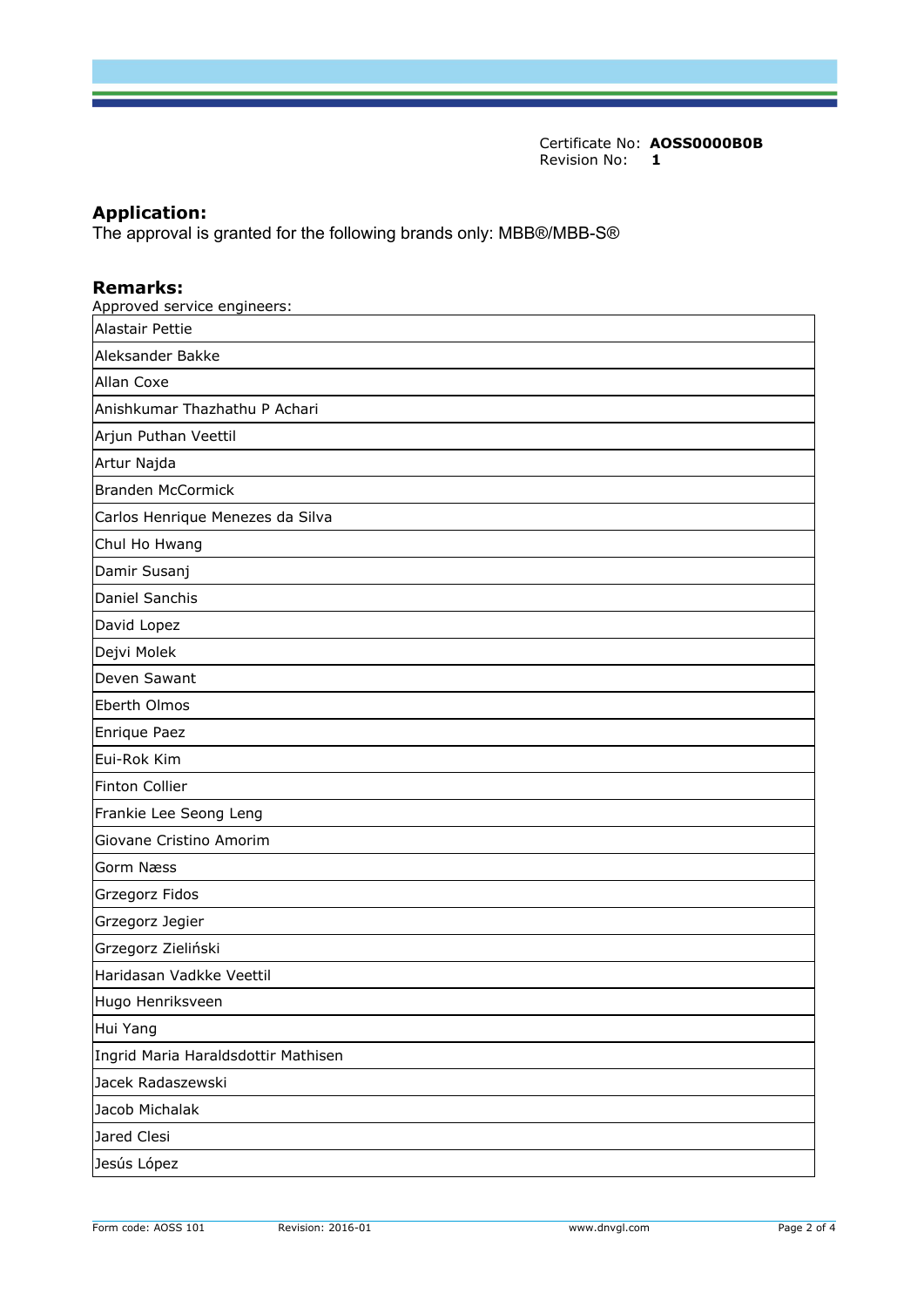Certificate No: **AOSS0000B0B**
Revision No: **1**

## Application:

The approval is granted for the following brands only: MBB®/MBB-S®

## Remarks:

Approved service engineers:

| |
|---|
| Alastair Pettie |
| Aleksander Bakke |
| Allan Coxe |
| Anishkumar Thazhathu P Achari |
| Arjun Puthan Veettil |
| Artur Najda |
| Branden McCormick |
| Carlos Henrique Menezes da Silva |
| Chul Ho Hwang |
| Damir Susanj |
| Daniel Sanchis |
| David Lopez |
| Dejvi Molek |
| Deven Sawant |
| Eberth Olmos |
| Enrique Paez |
| Eui-Rok Kim |
| Finton Collier |
| Frankie Lee Seong Leng |
| Giovane Cristino Amorim |
| Gorm Næss |
| Grzegorz Fidos |
| Grzegorz Jegier |
| Grzegorz Zieliński |
| Haridasan Vadkke Veettil |
| Hugo Henriksveen |
| Hui Yang |
| Ingrid Maria Haraldsdottir Mathisen |
| Jacek Radaszewski |
| Jacob Michalak |
| Jared Clesi |
| Jesús López |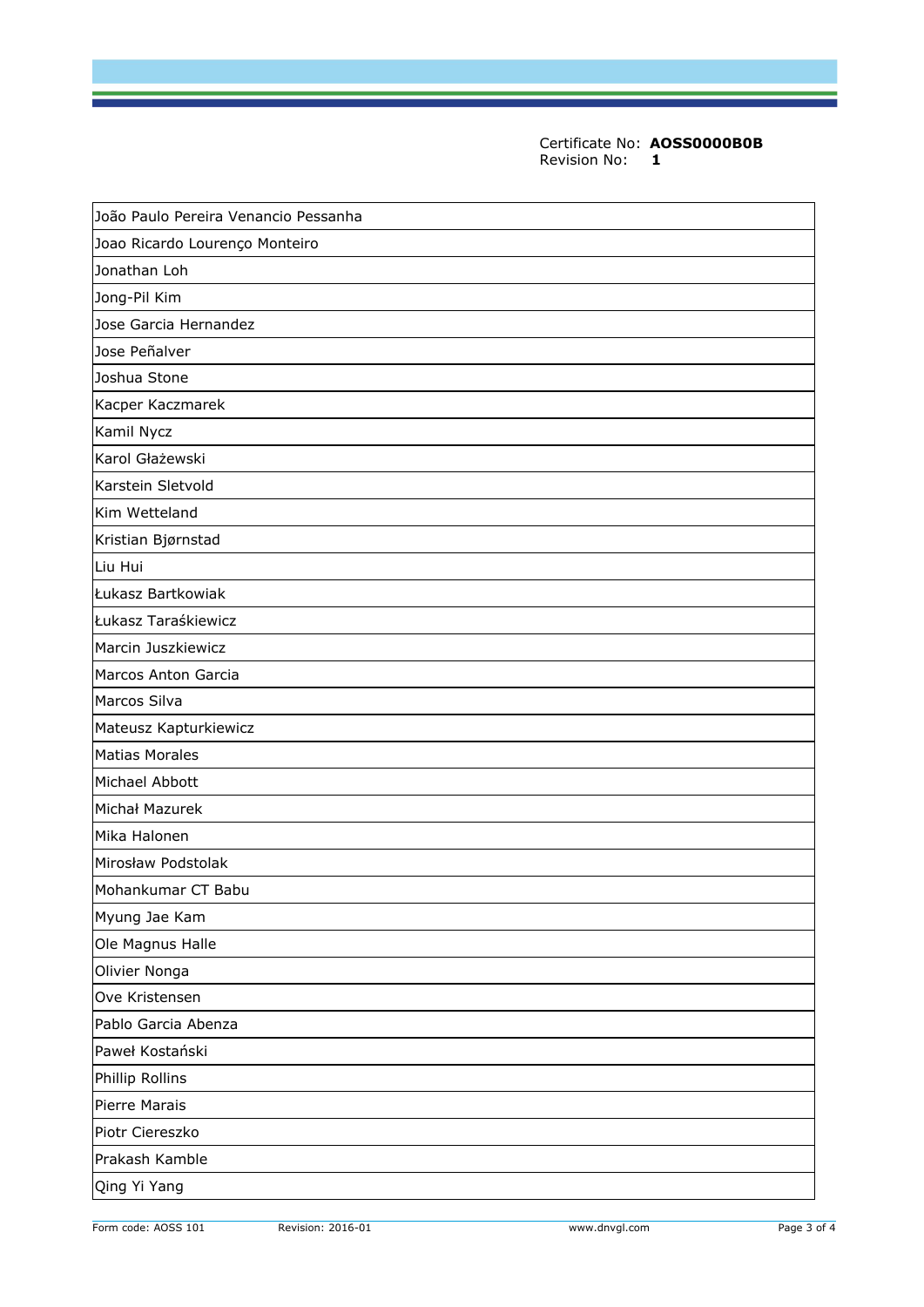Certificate No: **AOSS0000B0B**
Revision No: **1**

| João Paulo Pereira Venancio Pessanha |
|---|
| Joao Ricardo Lourenço Monteiro |
| Jonathan Loh |
| Jong-Pil Kim |
| Jose Garcia Hernandez |
| Jose Peñalver |
| Joshua Stone |
| Kacper Kaczmarek |
| Kamil Nycz |
| Karol Głażewski |
| Karstein Sletvold |
| Kim Wetteland |
| Kristian Bjørnstad |
| Liu Hui |
| Łukasz Bartkowiak |
| Łukasz Taraśkiewicz |
| Marcin Juszkiewicz |
| Marcos Anton Garcia |
| Marcos Silva |
| Mateusz Kapturkiewicz |
| Matias Morales |
| Michael Abbott |
| Michał Mazurek |
| Mika Halonen |
| Mirosław Podstolak |
| Mohankumar CT Babu |
| Myung Jae Kam |
| Ole Magnus Halle |
| Olivier Nonga |
| Ove Kristensen |
| Pablo Garcia Abenza |
| Paweł Kostański |
| Phillip Rollins |
| Pierre Marais |
| Piotr Ciereszko |
| Prakash Kamble |
| Qing Yi Yang |

Form code: AOSS 101 Revision: 2016-01 www.dnvgl.com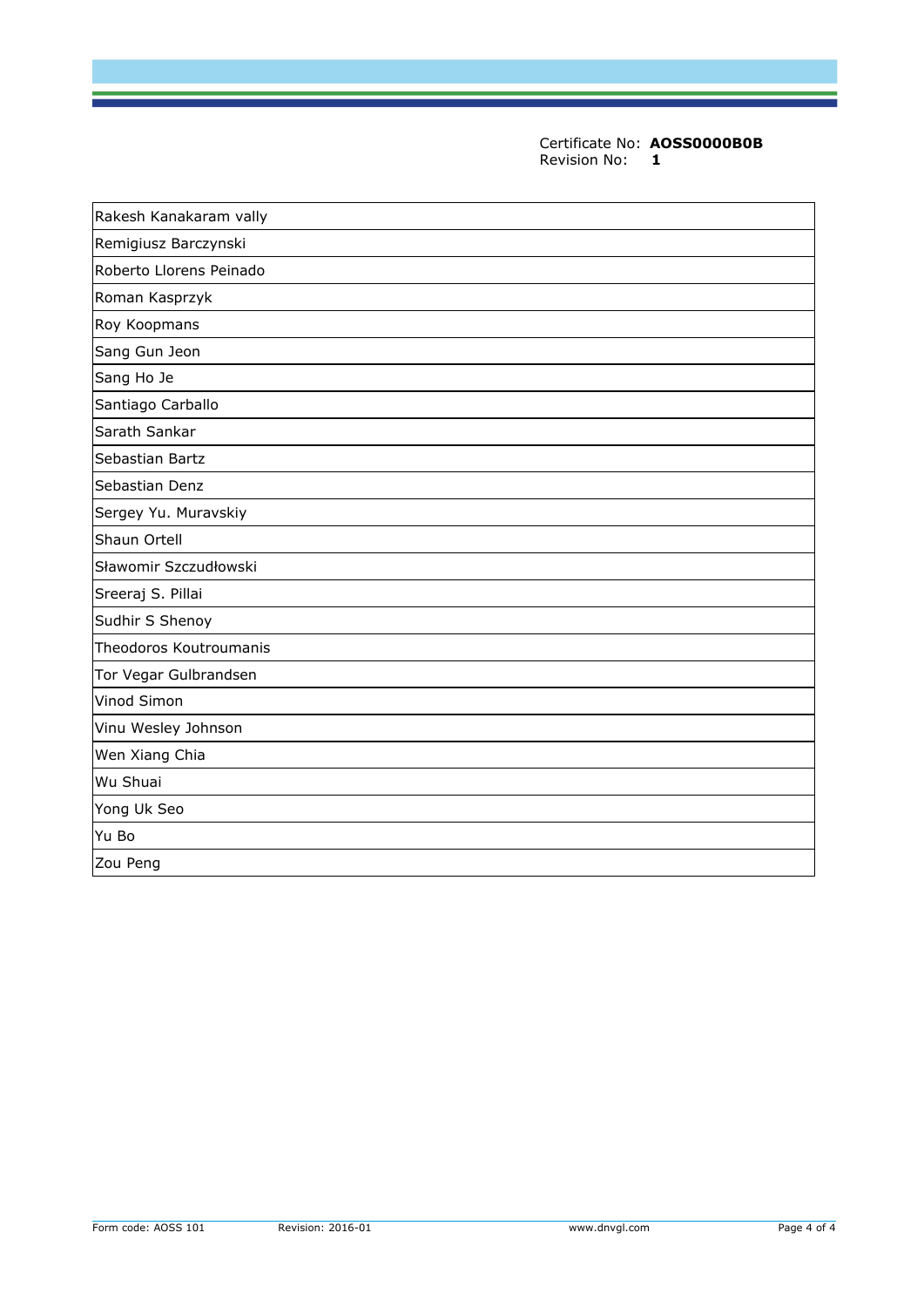Certificate No: **AOSS0000B0B**
Revision No: **1**

| |
|---|
| Rakesh Kanakaram vally |
| Remigiusz Barczynski |
| Roberto Llorens Peinado |
| Roman Kasprzyk |
| Roy Koopmans |
| Sang Gun Jeon |
| Sang Ho Je |
| Santiago Carballo |
| Sarath Sankar |
| Sebastian Bartz |
| Sebastian Denz |
| Sergey Yu. Muravskiy |
| Shaun Ortell |
| Sławomir Szczudłowski |
| Sreeraj S. Pillai |
| Sudhir S Shenoy |
| Theodoros Koutroumanis |
| Tor Vegar Gulbrandsen |
| Vinod Simon |
| Vinu Wesley Johnson |
| Wen Xiang Chia |
| Wu Shuai |
| Yong Uk Seo |
| Yu Bo |
| Zou Peng |